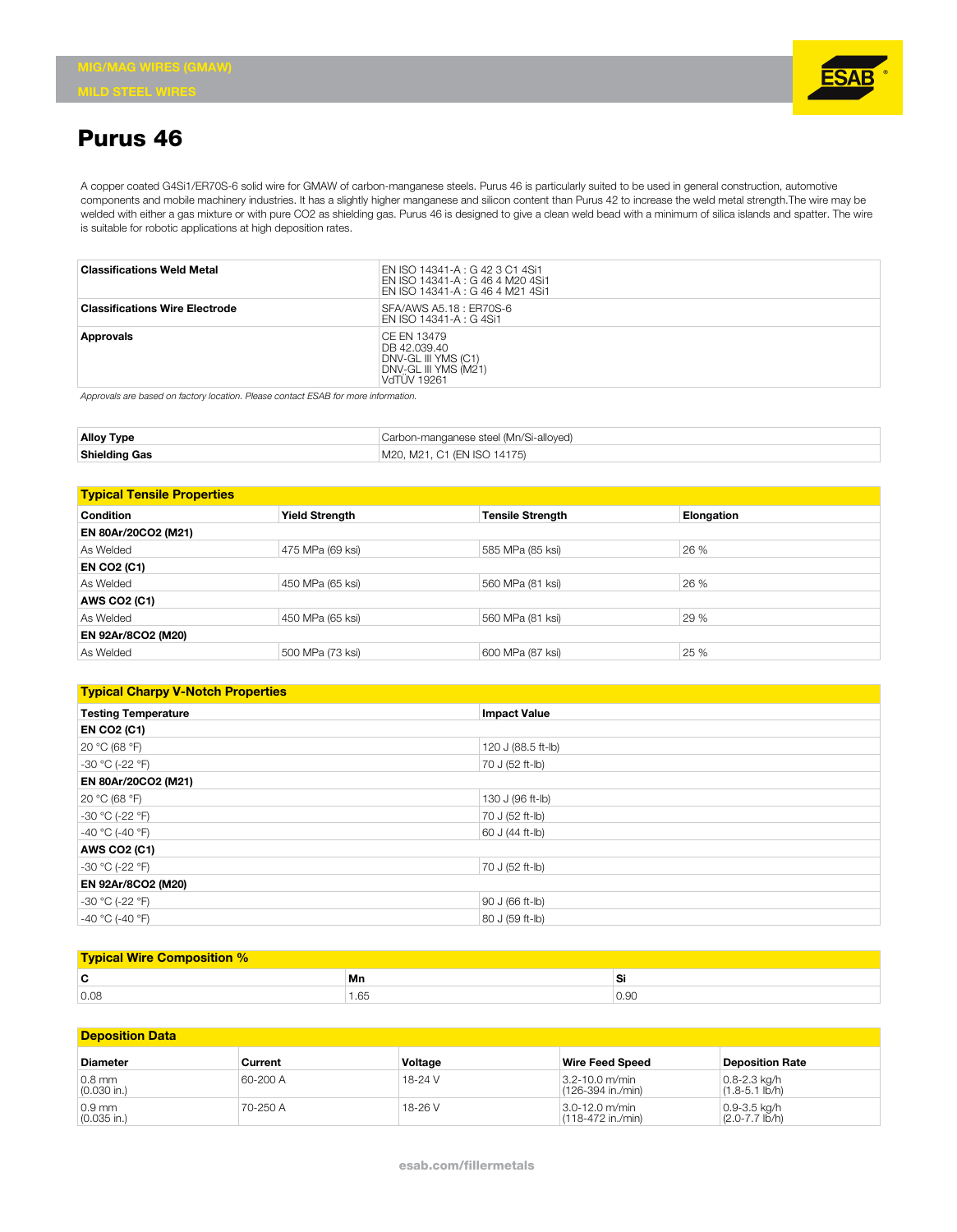MIG/MAG WIRES (GMAW)

MILD STEEL WIRES

# Purus 46

A copper coated G4Si1/ER70S-6 solid wire for GMAW of carbon-manganese steels. Purus 46 is particularly suited to be used in general construction, automotive components and mobile machinery industries. It has a slightly higher manganese and silicon content than Purus 42 to increase the weld metal strength.The wire may be welded with either a gas mixture or with pure $CO_2$ as shielding gas. Purus 46 is designed to give a clean weld bead with a minimum of silica islands and spatter. The wire is suitable for robotic applications at high deposition rates.

| | |
|---|---|
| **Classifications Weld Metal** | EN ISO 14341-A : G 42 3 C1 4Si1<br>EN ISO 14341-A : G 46 4 M20 4Si1<br>EN ISO 14341-A : G 46 4 M21 4Si1 |
| **Classifications Wire Electrode** | SFA/AWS A5.18 : ER70S-6<br>EN ISO 14341-A : G 4Si1 |
| **Approvals** | CE EN 13479<br>DB 42.039.40<br>DNV-GL III YMS (C1)<br>DNV-GL III YMS (M21)<br>VdTÜV 19261 |

*Approvals are based on factory location. Please contact ESAB for more information.*

| | |
|---|---|
| **Alloy Type** | Carbon-manganese steel (Mn/Si-alloyed) |
| **Shielding Gas** | M20, M21, C1 (EN ISO 14175) |

## Typical Tensile Properties

| Condition | Yield Strength | Tensile Strength | Elongation |
|---|---|---|---|
| **EN 80Ar/20CO2 (M21)** | | | |
| As Welded | 475 MPa (69 ksi) | 585 MPa (85 ksi) | 26 % |
| **EN CO2 (C1)** | | | |
| As Welded | 450 MPa (65 ksi) | 560 MPa (81 ksi) | 26 % |
| **AWS CO2 (C1)** | | | |
| As Welded | 450 MPa (65 ksi) | 560 MPa (81 ksi) | 29 % |
| **EN 92Ar/8CO2 (M20)** | | | |
| As Welded | 500 MPa (73 ksi) | 600 MPa (87 ksi) | 25 % |

## Typical Charpy V-Notch Properties

| Testing Temperature | Impact Value |
|---|---|
| **EN CO2 (C1)** | |
| 20 °C (68 °F) | 120 J (88.5 ft-lb) |
| -30 °C (-22 °F) | 70 J (52 ft-lb) |
| **EN 80Ar/20CO2 (M21)** | |
| 20 °C (68 °F) | 130 J (96 ft-lb) |
| -30 °C (-22 °F) | 70 J (52 ft-lb) |
| -40 °C (-40 °F) | 60 J (44 ft-lb) |
| **AWS CO2 (C1)** | |
| -30 °C (-22 °F) | 70 J (52 ft-lb) |
| **EN 92Ar/8CO2 (M20)** | |
| -30 °C (-22 °F) | 90 J (66 ft-lb) |
| -40 °C (-40 °F) | 80 J (59 ft-lb) |

## Typical Wire Composition %

| C | Mn | Si |
|---|---|---|
| 0.08 | 1.65 | 0.90 |

## Deposition Data

| Diameter | Current | Voltage | Wire Feed Speed | Deposition Rate |
|---|---|---|---|---|
| 0.8 mm<br>(0.030 in.) | 60-200 A | 18-24 V | 3.2-10.0 m/min<br>(126-394 in./min) | 0.8-2.3 kg/h<br>(1.8-5.1 lb/h) |
| 0.9 mm<br>(0.035 in.) | 70-250 A | 18-26 V | 3.0-12.0 m/min<br>(118-472 in./min) | 0.9-3.5 kg/h<br>(2.0-7.7 lb/h) |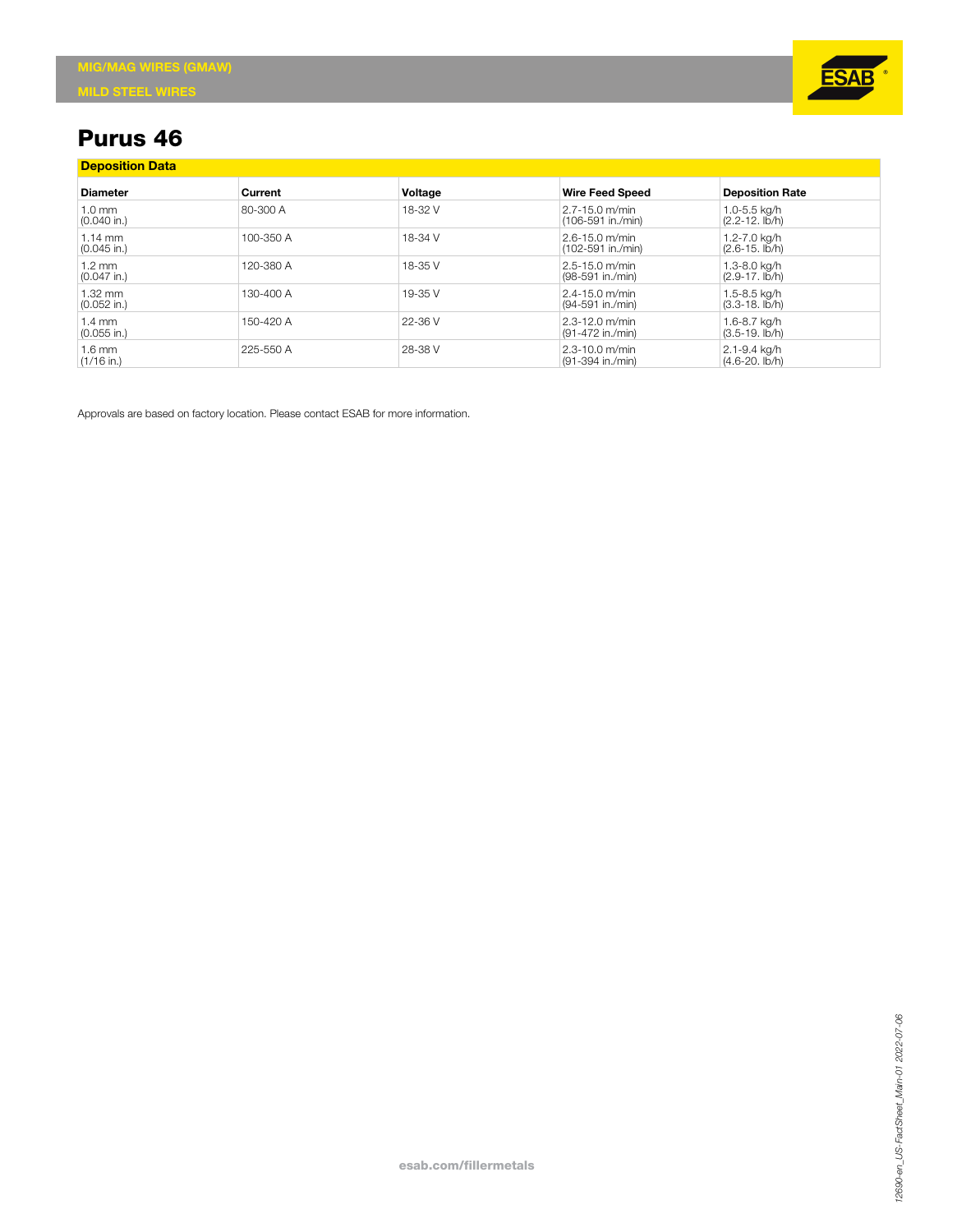# Purus 46

## Deposition Data

| Diameter | Current | Voltage | Wire Feed Speed | Deposition Rate |
|---|---|---|---|---|
| 1.0 mm (0.040 in.) | 80-300 A | 18-32 V | 2.7-15.0 m/min (106-591 in./min) | 1.0-5.5 kg/h (2.2-12. lb/h) |
| 1.14 mm (0.045 in.) | 100-350 A | 18-34 V | 2.6-15.0 m/min (102-591 in./min) | 1.2-7.0 kg/h (2.6-15. lb/h) |
| 1.2 mm (0.047 in.) | 120-380 A | 18-35 V | 2.5-15.0 m/min (98-591 in./min) | 1.3-8.0 kg/h (2.9-17. lb/h) |
| 1.32 mm (0.052 in.) | 130-400 A | 19-35 V | 2.4-15.0 m/min (94-591 in./min) | 1.5-8.5 kg/h (3.3-18. lb/h) |
| 1.4 mm (0.055 in.) | 150-420 A | 22-36 V | 2.3-12.0 m/min (91-472 in./min) | 1.6-8.7 kg/h (3.5-19. lb/h) |
| 1.6 mm (1/16 in.) | 225-550 A | 28-38 V | 2.3-10.0 m/min (91-394 in./min) | 2.1-9.4 kg/h (4.6-20. lb/h) |

Approvals are based on factory location. Please contact ESAB for more information.